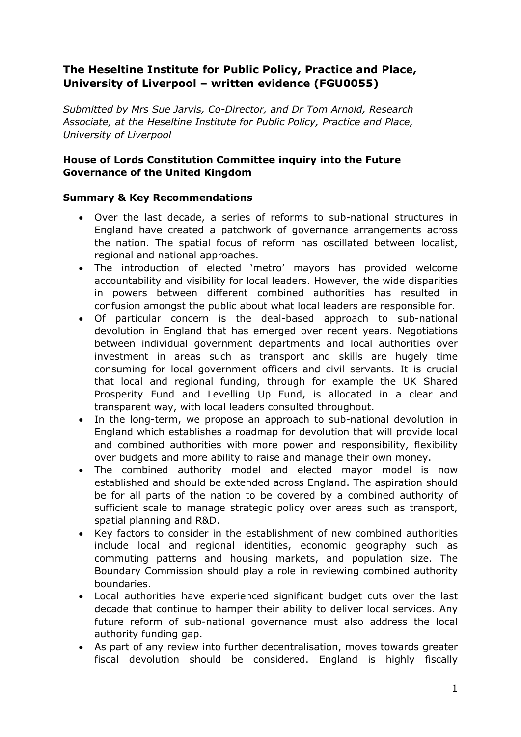# The Heseltine Institute for Public Policy, Practice and Place, University of Liverpool – written evidence (FGU0055)

*Submitted by Mrs Sue Jarvis, Co-Director, and Dr Tom Arnold, Research Associate, at the Heseltine Institute for Public Policy, Practice and Place, University of Liverpool*

## House of Lords Constitution Committee inquiry into the Future Governance of the United Kingdom

### Summary & Key Recommendations

- Over the last decade, a series of reforms to sub-national structures in England have created a patchwork of governance arrangements across the nation. The spatial focus of reform has oscillated between localist, regional and national approaches.
- The introduction of elected 'metro' mayors has provided welcome accountability and visibility for local leaders. However, the wide disparities in powers between different combined authorities has resulted in confusion amongst the public about what local leaders are responsible for.
- Of particular concern is the deal-based approach to sub-national devolution in England that has emerged over recent years. Negotiations between individual government departments and local authorities over investment in areas such as transport and skills are hugely time consuming for local government officers and civil servants. It is crucial that local and regional funding, through for example the UK Shared Prosperity Fund and Levelling Up Fund, is allocated in a clear and transparent way, with local leaders consulted throughout.
- In the long-term, we propose an approach to sub-national devolution in England which establishes a roadmap for devolution that will provide local and combined authorities with more power and responsibility, flexibility over budgets and more ability to raise and manage their own money.
- The combined authority model and elected mayor model is now established and should be extended across England. The aspiration should be for all parts of the nation to be covered by a combined authority of sufficient scale to manage strategic policy over areas such as transport, spatial planning and R&D.
- Key factors to consider in the establishment of new combined authorities include local and regional identities, economic geography such as commuting patterns and housing markets, and population size. The Boundary Commission should play a role in reviewing combined authority boundaries.
- Local authorities have experienced significant budget cuts over the last decade that continue to hamper their ability to deliver local services. Any future reform of sub-national governance must also address the local authority funding gap.
- As part of any review into further decentralisation, moves towards greater fiscal devolution should be considered. England is highly fiscally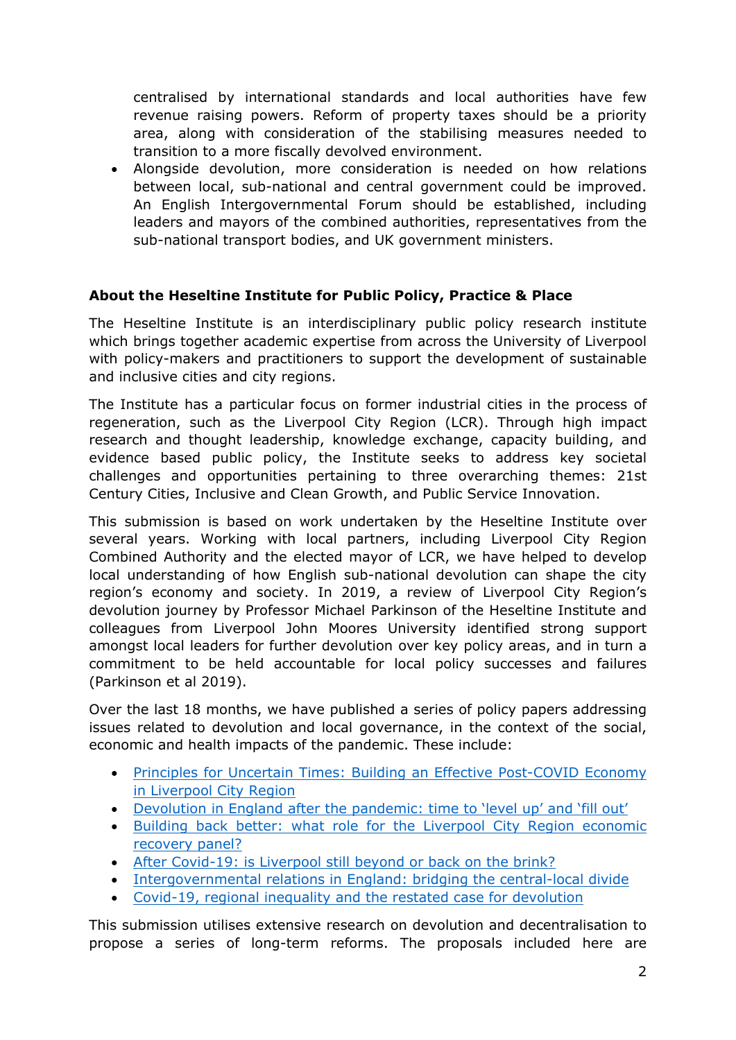centralised by international standards and local authorities have few revenue raising powers. Reform of property taxes should be a priority area, along with consideration of the stabilising measures needed to transition to a more fiscally devolved environment.

- Alongside devolution, more consideration is needed on how relations between local, sub-national and central government could be improved. An English Intergovernmental Forum should be established, including leaders and mayors of the combined authorities, representatives from the sub-national transport bodies, and UK government ministers.

**About the Heseltine Institute for Public Policy, Practice & Place**

The Heseltine Institute is an interdisciplinary public policy research institute which brings together academic expertise from across the University of Liverpool with policy-makers and practitioners to support the development of sustainable and inclusive cities and city regions.

The Institute has a particular focus on former industrial cities in the process of regeneration, such as the Liverpool City Region (LCR). Through high impact research and thought leadership, knowledge exchange, capacity building, and evidence based public policy, the Institute seeks to address key societal challenges and opportunities pertaining to three overarching themes: 21st Century Cities, Inclusive and Clean Growth, and Public Service Innovation.

This submission is based on work undertaken by the Heseltine Institute over several years. Working with local partners, including Liverpool City Region Combined Authority and the elected mayor of LCR, we have helped to develop local understanding of how English sub-national devolution can shape the city region's economy and society. In 2019, a review of Liverpool City Region's devolution journey by Professor Michael Parkinson of the Heseltine Institute and colleagues from Liverpool John Moores University identified strong support amongst local leaders for further devolution over key policy areas, and in turn a commitment to be held accountable for local policy successes and failures (Parkinson et al 2019).

Over the last 18 months, we have published a series of policy papers addressing issues related to devolution and local governance, in the context of the social, economic and health impacts of the pandemic. These include:

- Principles for Uncertain Times: Building an Effective Post-COVID Economy in Liverpool City Region
- Devolution in England after the pandemic: time to 'level up' and 'fill out'
- Building back better: what role for the Liverpool City Region economic recovery panel?
- After Covid-19: is Liverpool still beyond or back on the brink?
- Intergovernmental relations in England: bridging the central-local divide
- Covid-19, regional inequality and the restated case for devolution

This submission utilises extensive research on devolution and decentralisation to propose a series of long-term reforms. The proposals included here are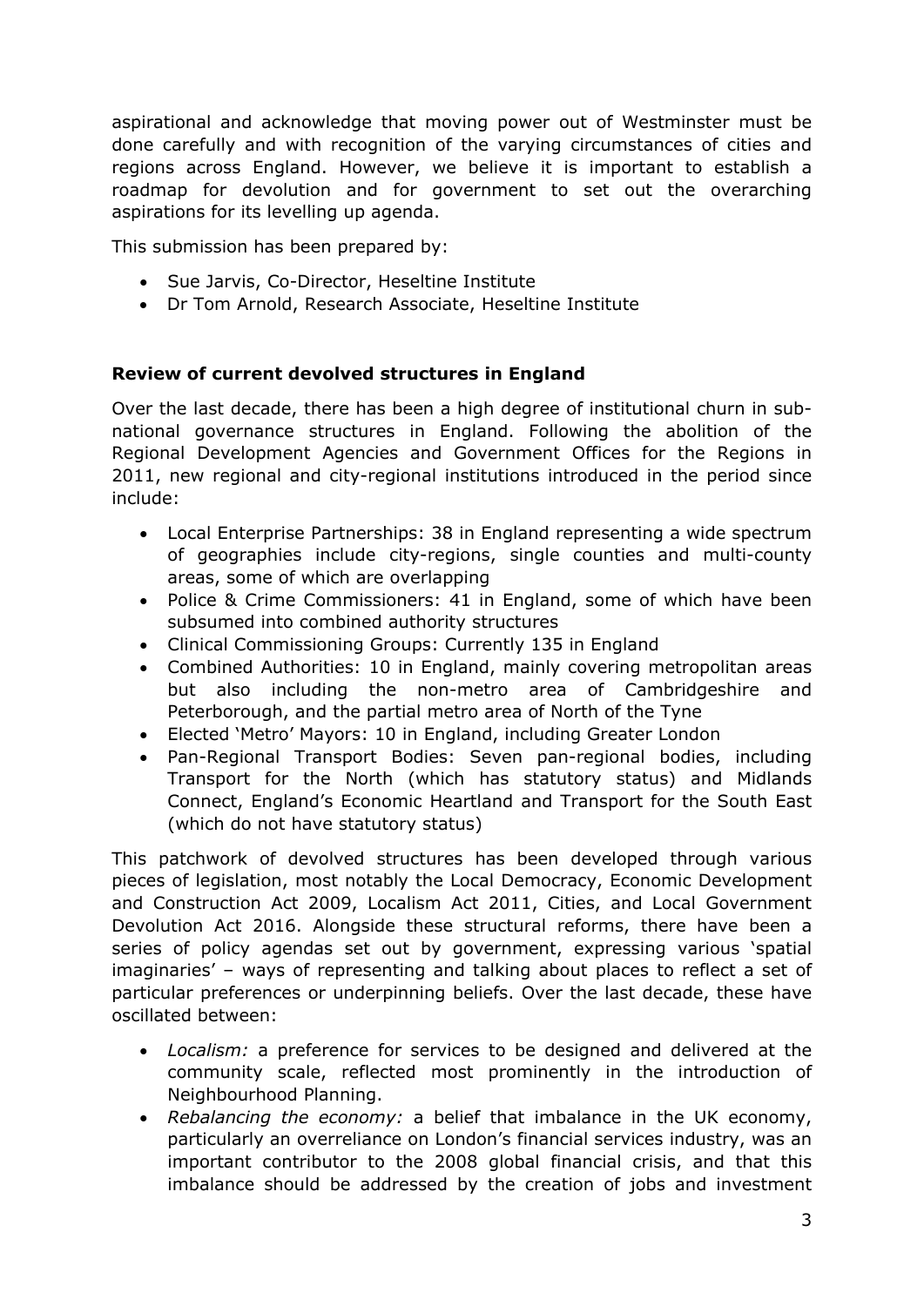aspirational and acknowledge that moving power out of Westminster must be done carefully and with recognition of the varying circumstances of cities and regions across England. However, we believe it is important to establish a roadmap for devolution and for government to set out the overarching aspirations for its levelling up agenda.

This submission has been prepared by:

- Sue Jarvis, Co-Director, Heseltine Institute
- Dr Tom Arnold, Research Associate, Heseltine Institute

**Review of current devolved structures in England**

Over the last decade, there has been a high degree of institutional churn in sub-national governance structures in England. Following the abolition of the Regional Development Agencies and Government Offices for the Regions in 2011, new regional and city-regional institutions introduced in the period since include:

- Local Enterprise Partnerships: 38 in England representing a wide spectrum of geographies include city-regions, single counties and multi-county areas, some of which are overlapping
- Police & Crime Commissioners: 41 in England, some of which have been subsumed into combined authority structures
- Clinical Commissioning Groups: Currently 135 in England
- Combined Authorities: 10 in England, mainly covering metropolitan areas but also including the non-metro area of Cambridgeshire and Peterborough, and the partial metro area of North of the Tyne
- Elected 'Metro' Mayors: 10 in England, including Greater London
- Pan-Regional Transport Bodies: Seven pan-regional bodies, including Transport for the North (which has statutory status) and Midlands Connect, England's Economic Heartland and Transport for the South East (which do not have statutory status)

This patchwork of devolved structures has been developed through various pieces of legislation, most notably the Local Democracy, Economic Development and Construction Act 2009, Localism Act 2011, Cities, and Local Government Devolution Act 2016. Alongside these structural reforms, there have been a series of policy agendas set out by government, expressing various 'spatial imaginaries' – ways of representing and talking about places to reflect a set of particular preferences or underpinning beliefs. Over the last decade, these have oscillated between:

- *Localism:* a preference for services to be designed and delivered at the community scale, reflected most prominently in the introduction of Neighbourhood Planning.
- *Rebalancing the economy:* a belief that imbalance in the UK economy, particularly an overreliance on London's financial services industry, was an important contributor to the 2008 global financial crisis, and that this imbalance should be addressed by the creation of jobs and investment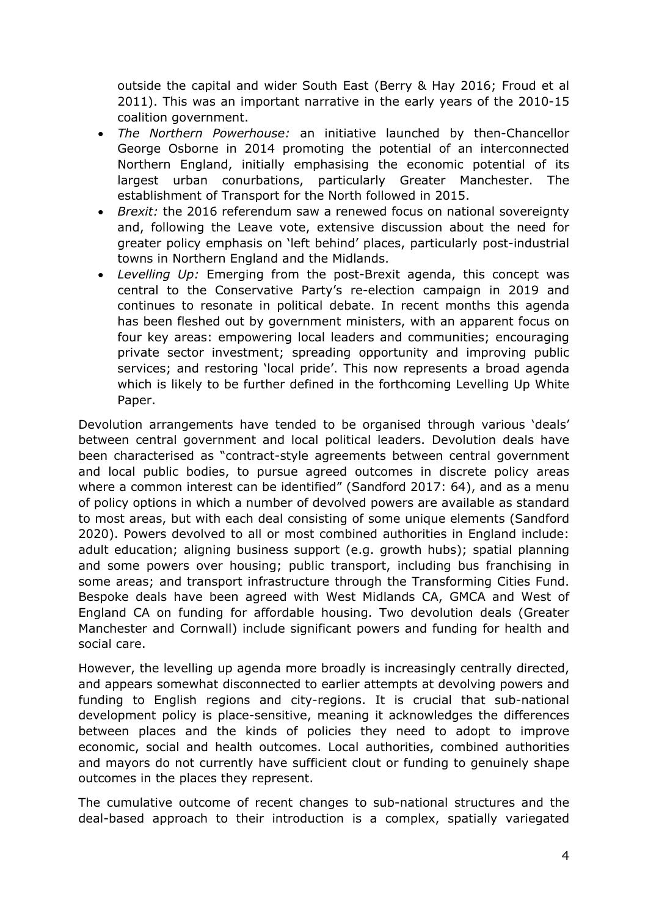outside the capital and wider South East (Berry & Hay 2016; Froud et al 2011). This was an important narrative in the early years of the 2010-15 coalition government.

- *The Northern Powerhouse:* an initiative launched by then-Chancellor George Osborne in 2014 promoting the potential of an interconnected Northern England, initially emphasising the economic potential of its largest urban conurbations, particularly Greater Manchester. The establishment of Transport for the North followed in 2015.
- *Brexit:* the 2016 referendum saw a renewed focus on national sovereignty and, following the Leave vote, extensive discussion about the need for greater policy emphasis on 'left behind' places, particularly post-industrial towns in Northern England and the Midlands.
- *Levelling Up:* Emerging from the post-Brexit agenda, this concept was central to the Conservative Party's re-election campaign in 2019 and continues to resonate in political debate. In recent months this agenda has been fleshed out by government ministers, with an apparent focus on four key areas: empowering local leaders and communities; encouraging private sector investment; spreading opportunity and improving public services; and restoring 'local pride'. This now represents a broad agenda which is likely to be further defined in the forthcoming Levelling Up White Paper.

Devolution arrangements have tended to be organised through various 'deals' between central government and local political leaders. Devolution deals have been characterised as "contract-style agreements between central government and local public bodies, to pursue agreed outcomes in discrete policy areas where a common interest can be identified" (Sandford 2017: 64), and as a menu of policy options in which a number of devolved powers are available as standard to most areas, but with each deal consisting of some unique elements (Sandford 2020). Powers devolved to all or most combined authorities in England include: adult education; aligning business support (e.g. growth hubs); spatial planning and some powers over housing; public transport, including bus franchising in some areas; and transport infrastructure through the Transforming Cities Fund. Bespoke deals have been agreed with West Midlands CA, GMCA and West of England CA on funding for affordable housing. Two devolution deals (Greater Manchester and Cornwall) include significant powers and funding for health and social care.

However, the levelling up agenda more broadly is increasingly centrally directed, and appears somewhat disconnected to earlier attempts at devolving powers and funding to English regions and city-regions. It is crucial that sub-national development policy is place-sensitive, meaning it acknowledges the differences between places and the kinds of policies they need to adopt to improve economic, social and health outcomes. Local authorities, combined authorities and mayors do not currently have sufficient clout or funding to genuinely shape outcomes in the places they represent.

The cumulative outcome of recent changes to sub-national structures and the deal-based approach to their introduction is a complex, spatially variegated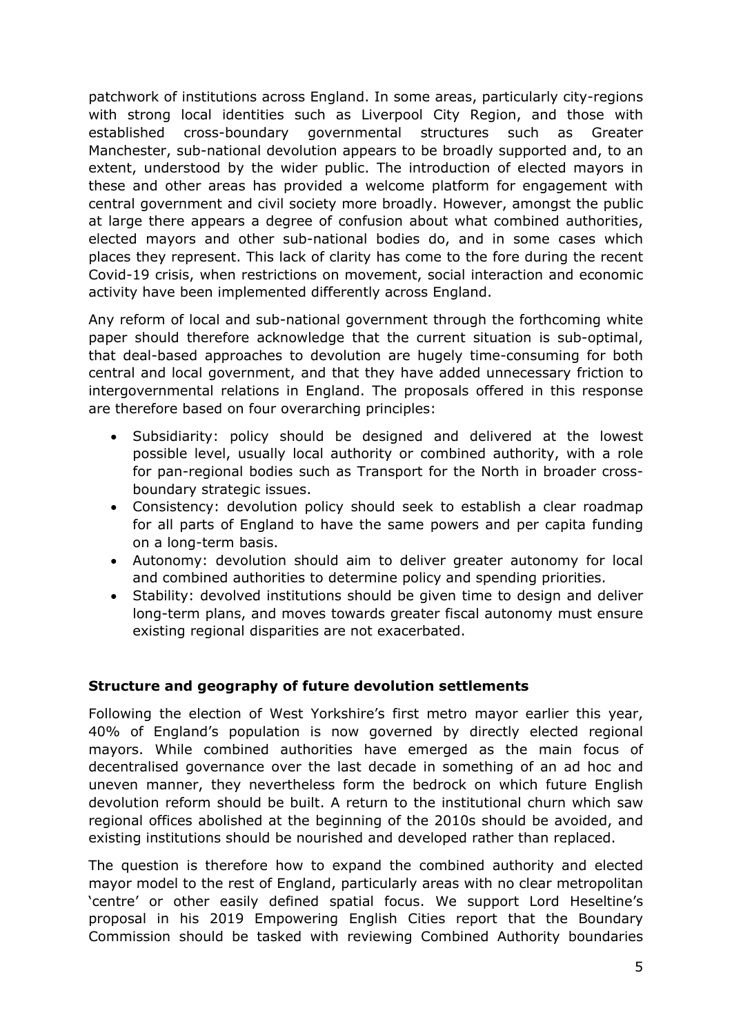patchwork of institutions across England. In some areas, particularly city-regions with strong local identities such as Liverpool City Region, and those with established cross-boundary governmental structures such as Greater Manchester, sub-national devolution appears to be broadly supported and, to an extent, understood by the wider public. The introduction of elected mayors in these and other areas has provided a welcome platform for engagement with central government and civil society more broadly. However, amongst the public at large there appears a degree of confusion about what combined authorities, elected mayors and other sub-national bodies do, and in some cases which places they represent. This lack of clarity has come to the fore during the recent Covid-19 crisis, when restrictions on movement, social interaction and economic activity have been implemented differently across England.

Any reform of local and sub-national government through the forthcoming white paper should therefore acknowledge that the current situation is sub-optimal, that deal-based approaches to devolution are hugely time-consuming for both central and local government, and that they have added unnecessary friction to intergovernmental relations in England. The proposals offered in this response are therefore based on four overarching principles:

- Subsidiarity: policy should be designed and delivered at the lowest possible level, usually local authority or combined authority, with a role for pan-regional bodies such as Transport for the North in broader cross-boundary strategic issues.
- Consistency: devolution policy should seek to establish a clear roadmap for all parts of England to have the same powers and per capita funding on a long-term basis.
- Autonomy: devolution should aim to deliver greater autonomy for local and combined authorities to determine policy and spending priorities.
- Stability: devolved institutions should be given time to design and deliver long-term plans, and moves towards greater fiscal autonomy must ensure existing regional disparities are not exacerbated.

**Structure and geography of future devolution settlements**

Following the election of West Yorkshire's first metro mayor earlier this year, 40% of England's population is now governed by directly elected regional mayors. While combined authorities have emerged as the main focus of decentralised governance over the last decade in something of an ad hoc and uneven manner, they nevertheless form the bedrock on which future English devolution reform should be built. A return to the institutional churn which saw regional offices abolished at the beginning of the 2010s should be avoided, and existing institutions should be nourished and developed rather than replaced.

The question is therefore how to expand the combined authority and elected mayor model to the rest of England, particularly areas with no clear metropolitan 'centre' or other easily defined spatial focus. We support Lord Heseltine's proposal in his 2019 Empowering English Cities report that the Boundary Commission should be tasked with reviewing Combined Authority boundaries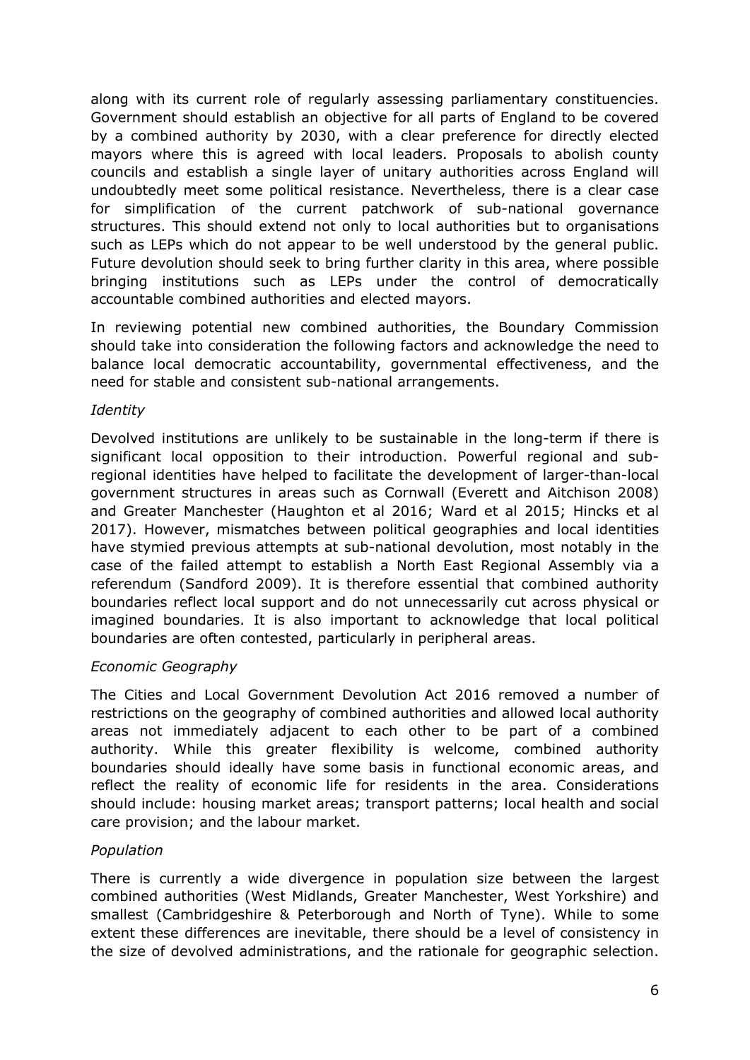along with its current role of regularly assessing parliamentary constituencies. Government should establish an objective for all parts of England to be covered by a combined authority by 2030, with a clear preference for directly elected mayors where this is agreed with local leaders. Proposals to abolish county councils and establish a single layer of unitary authorities across England will undoubtedly meet some political resistance. Nevertheless, there is a clear case for simplification of the current patchwork of sub-national governance structures. This should extend not only to local authorities but to organisations such as LEPs which do not appear to be well understood by the general public. Future devolution should seek to bring further clarity in this area, where possible bringing institutions such as LEPs under the control of democratically accountable combined authorities and elected mayors.

In reviewing potential new combined authorities, the Boundary Commission should take into consideration the following factors and acknowledge the need to balance local democratic accountability, governmental effectiveness, and the need for stable and consistent sub-national arrangements.

*Identity*

Devolved institutions are unlikely to be sustainable in the long-term if there is significant local opposition to their introduction. Powerful regional and sub-regional identities have helped to facilitate the development of larger-than-local government structures in areas such as Cornwall (Everett and Aitchison 2008) and Greater Manchester (Haughton et al 2016; Ward et al 2015; Hincks et al 2017). However, mismatches between political geographies and local identities have stymied previous attempts at sub-national devolution, most notably in the case of the failed attempt to establish a North East Regional Assembly via a referendum (Sandford 2009). It is therefore essential that combined authority boundaries reflect local support and do not unnecessarily cut across physical or imagined boundaries. It is also important to acknowledge that local political boundaries are often contested, particularly in peripheral areas.

*Economic Geography*

The Cities and Local Government Devolution Act 2016 removed a number of restrictions on the geography of combined authorities and allowed local authority areas not immediately adjacent to each other to be part of a combined authority. While this greater flexibility is welcome, combined authority boundaries should ideally have some basis in functional economic areas, and reflect the reality of economic life for residents in the area. Considerations should include: housing market areas; transport patterns; local health and social care provision; and the labour market.

*Population*

There is currently a wide divergence in population size between the largest combined authorities (West Midlands, Greater Manchester, West Yorkshire) and smallest (Cambridgeshire & Peterborough and North of Tyne). While to some extent these differences are inevitable, there should be a level of consistency in the size of devolved administrations, and the rationale for geographic selection.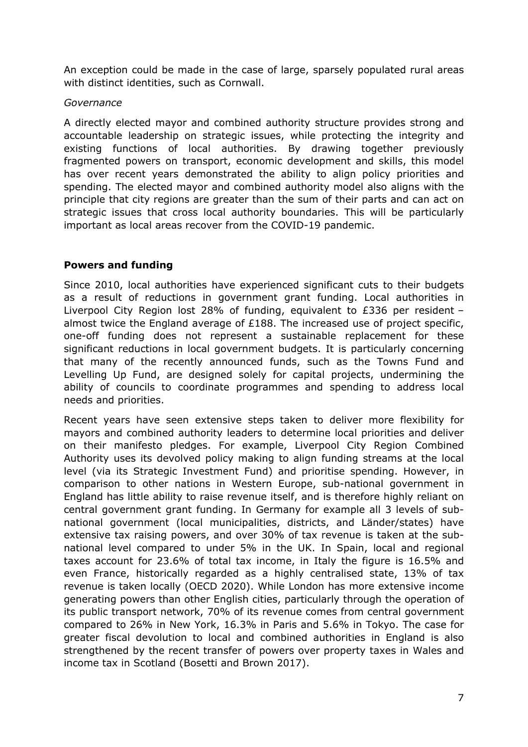An exception could be made in the case of large, sparsely populated rural areas with distinct identities, such as Cornwall.

*Governance*

A directly elected mayor and combined authority structure provides strong and accountable leadership on strategic issues, while protecting the integrity and existing functions of local authorities. By drawing together previously fragmented powers on transport, economic development and skills, this model has over recent years demonstrated the ability to align policy priorities and spending. The elected mayor and combined authority model also aligns with the principle that city regions are greater than the sum of their parts and can act on strategic issues that cross local authority boundaries. This will be particularly important as local areas recover from the COVID-19 pandemic.

**Powers and funding**

Since 2010, local authorities have experienced significant cuts to their budgets as a result of reductions in government grant funding. Local authorities in Liverpool City Region lost 28% of funding, equivalent to £336 per resident – almost twice the England average of £188. The increased use of project specific, one-off funding does not represent a sustainable replacement for these significant reductions in local government budgets. It is particularly concerning that many of the recently announced funds, such as the Towns Fund and Levelling Up Fund, are designed solely for capital projects, undermining the ability of councils to coordinate programmes and spending to address local needs and priorities.

Recent years have seen extensive steps taken to deliver more flexibility for mayors and combined authority leaders to determine local priorities and deliver on their manifesto pledges. For example, Liverpool City Region Combined Authority uses its devolved policy making to align funding streams at the local level (via its Strategic Investment Fund) and prioritise spending. However, in comparison to other nations in Western Europe, sub-national government in England has little ability to raise revenue itself, and is therefore highly reliant on central government grant funding. In Germany for example all 3 levels of sub-national government (local municipalities, districts, and Länder/states) have extensive tax raising powers, and over 30% of tax revenue is taken at the sub-national level compared to under 5% in the UK. In Spain, local and regional taxes account for 23.6% of total tax income, in Italy the figure is 16.5% and even France, historically regarded as a highly centralised state, 13% of tax revenue is taken locally (OECD 2020). While London has more extensive income generating powers than other English cities, particularly through the operation of its public transport network, 70% of its revenue comes from central government compared to 26% in New York, 16.3% in Paris and 5.6% in Tokyo. The case for greater fiscal devolution to local and combined authorities in England is also strengthened by the recent transfer of powers over property taxes in Wales and income tax in Scotland (Bosetti and Brown 2017).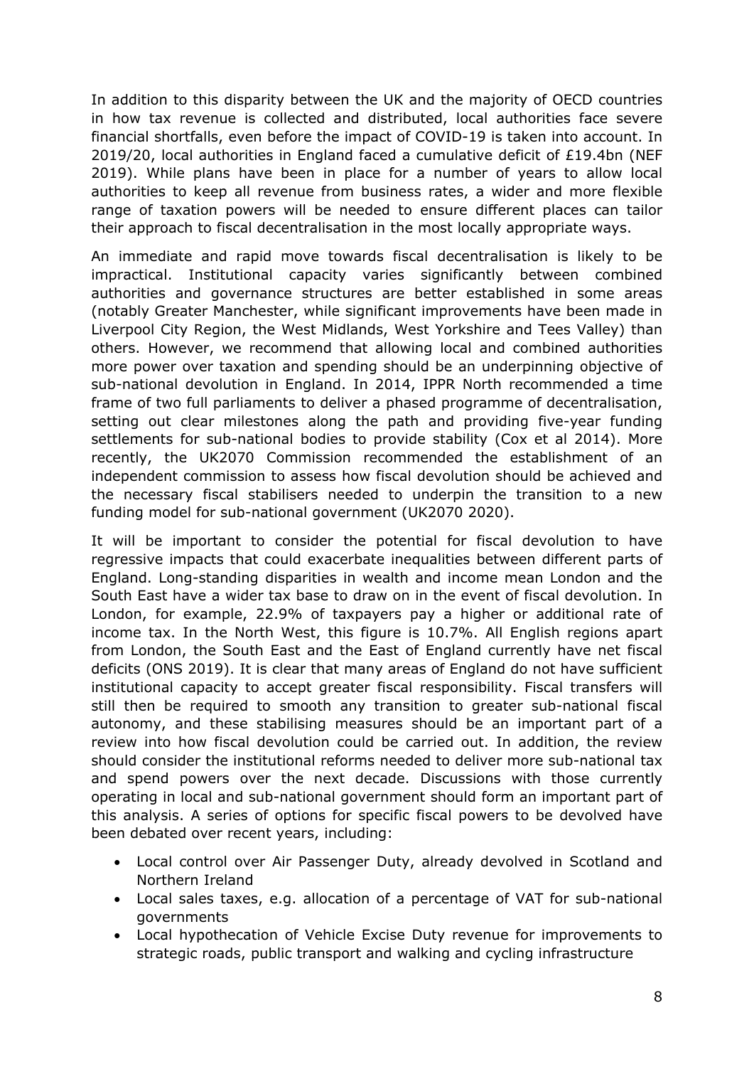In addition to this disparity between the UK and the majority of OECD countries in how tax revenue is collected and distributed, local authorities face severe financial shortfalls, even before the impact of COVID-19 is taken into account. In 2019/20, local authorities in England faced a cumulative deficit of £19.4bn (NEF 2019). While plans have been in place for a number of years to allow local authorities to keep all revenue from business rates, a wider and more flexible range of taxation powers will be needed to ensure different places can tailor their approach to fiscal decentralisation in the most locally appropriate ways.

An immediate and rapid move towards fiscal decentralisation is likely to be impractical. Institutional capacity varies significantly between combined authorities and governance structures are better established in some areas (notably Greater Manchester, while significant improvements have been made in Liverpool City Region, the West Midlands, West Yorkshire and Tees Valley) than others. However, we recommend that allowing local and combined authorities more power over taxation and spending should be an underpinning objective of sub-national devolution in England. In 2014, IPPR North recommended a time frame of two full parliaments to deliver a phased programme of decentralisation, setting out clear milestones along the path and providing five-year funding settlements for sub-national bodies to provide stability (Cox et al 2014). More recently, the UK2070 Commission recommended the establishment of an independent commission to assess how fiscal devolution should be achieved and the necessary fiscal stabilisers needed to underpin the transition to a new funding model for sub-national government (UK2070 2020).

It will be important to consider the potential for fiscal devolution to have regressive impacts that could exacerbate inequalities between different parts of England. Long-standing disparities in wealth and income mean London and the South East have a wider tax base to draw on in the event of fiscal devolution. In London, for example, 22.9% of taxpayers pay a higher or additional rate of income tax. In the North West, this figure is 10.7%. All English regions apart from London, the South East and the East of England currently have net fiscal deficits (ONS 2019). It is clear that many areas of England do not have sufficient institutional capacity to accept greater fiscal responsibility. Fiscal transfers will still then be required to smooth any transition to greater sub-national fiscal autonomy, and these stabilising measures should be an important part of a review into how fiscal devolution could be carried out. In addition, the review should consider the institutional reforms needed to deliver more sub-national tax and spend powers over the next decade. Discussions with those currently operating in local and sub-national government should form an important part of this analysis. A series of options for specific fiscal powers to be devolved have been debated over recent years, including:

- Local control over Air Passenger Duty, already devolved in Scotland and Northern Ireland
- Local sales taxes, e.g. allocation of a percentage of VAT for sub-national governments
- Local hypothecation of Vehicle Excise Duty revenue for improvements to strategic roads, public transport and walking and cycling infrastructure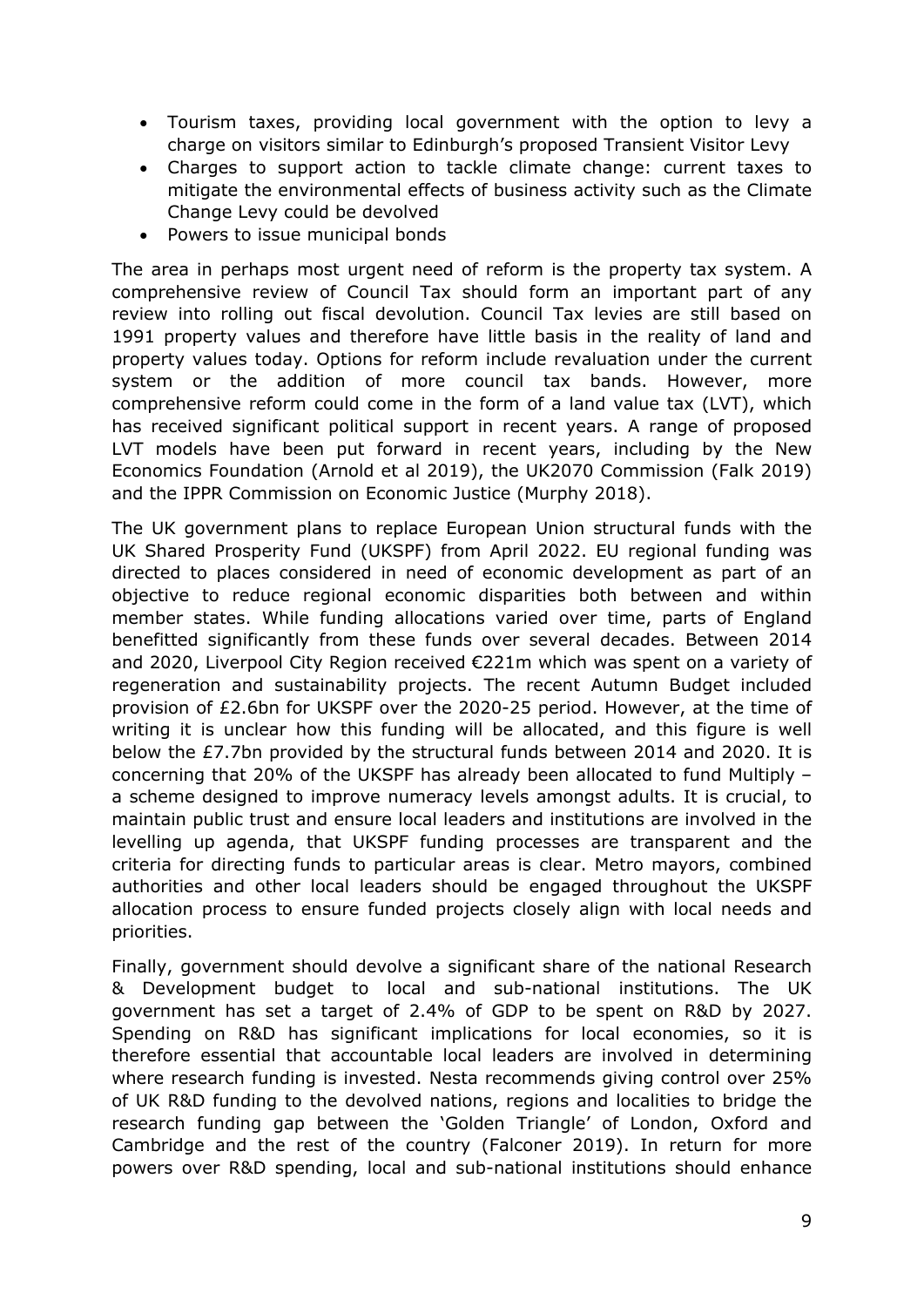- Tourism taxes, providing local government with the option to levy a charge on visitors similar to Edinburgh's proposed Transient Visitor Levy
- Charges to support action to tackle climate change: current taxes to mitigate the environmental effects of business activity such as the Climate Change Levy could be devolved
- Powers to issue municipal bonds

The area in perhaps most urgent need of reform is the property tax system. A comprehensive review of Council Tax should form an important part of any review into rolling out fiscal devolution. Council Tax levies are still based on 1991 property values and therefore have little basis in the reality of land and property values today. Options for reform include revaluation under the current system or the addition of more council tax bands. However, more comprehensive reform could come in the form of a land value tax (LVT), which has received significant political support in recent years. A range of proposed LVT models have been put forward in recent years, including by the New Economics Foundation (Arnold et al 2019), the UK2070 Commission (Falk 2019) and the IPPR Commission on Economic Justice (Murphy 2018).

The UK government plans to replace European Union structural funds with the UK Shared Prosperity Fund (UKSPF) from April 2022. EU regional funding was directed to places considered in need of economic development as part of an objective to reduce regional economic disparities both between and within member states. While funding allocations varied over time, parts of England benefitted significantly from these funds over several decades. Between 2014 and 2020, Liverpool City Region received €221m which was spent on a variety of regeneration and sustainability projects. The recent Autumn Budget included provision of £2.6bn for UKSPF over the 2020-25 period. However, at the time of writing it is unclear how this funding will be allocated, and this figure is well below the £7.7bn provided by the structural funds between 2014 and 2020. It is concerning that 20% of the UKSPF has already been allocated to fund Multiply – a scheme designed to improve numeracy levels amongst adults. It is crucial, to maintain public trust and ensure local leaders and institutions are involved in the levelling up agenda, that UKSPF funding processes are transparent and the criteria for directing funds to particular areas is clear. Metro mayors, combined authorities and other local leaders should be engaged throughout the UKSPF allocation process to ensure funded projects closely align with local needs and priorities.

Finally, government should devolve a significant share of the national Research & Development budget to local and sub-national institutions. The UK government has set a target of 2.4% of GDP to be spent on R&D by 2027. Spending on R&D has significant implications for local economies, so it is therefore essential that accountable local leaders are involved in determining where research funding is invested. Nesta recommends giving control over 25% of UK R&D funding to the devolved nations, regions and localities to bridge the research funding gap between the 'Golden Triangle' of London, Oxford and Cambridge and the rest of the country (Falconer 2019). In return for more powers over R&D spending, local and sub-national institutions should enhance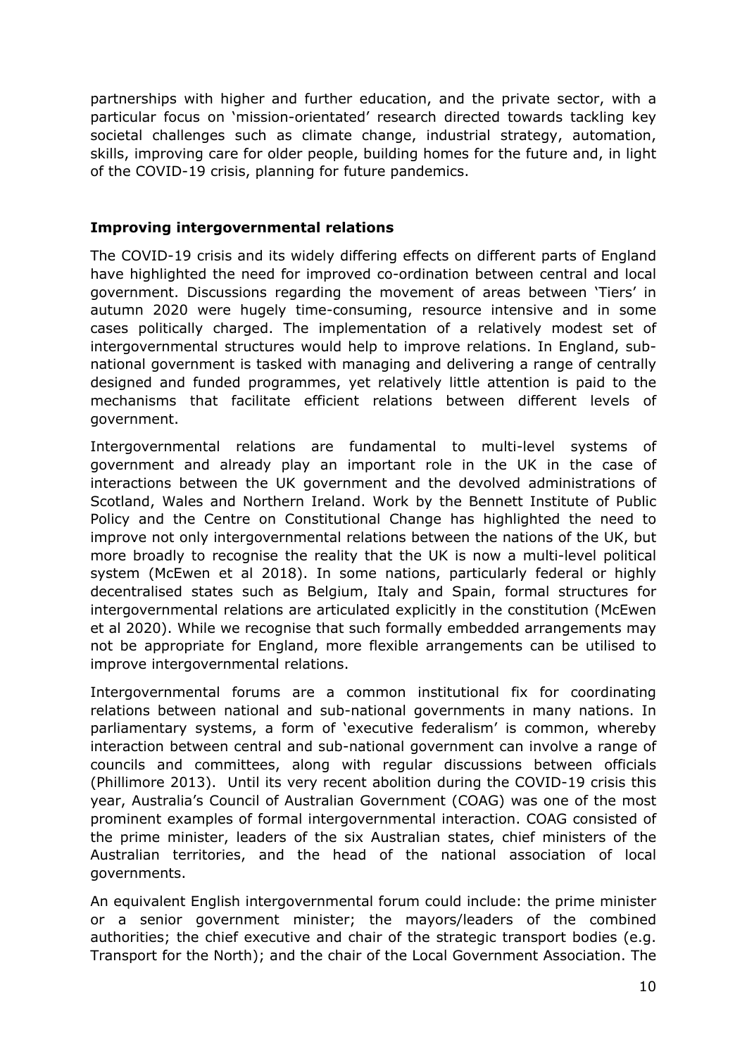partnerships with higher and further education, and the private sector, with a particular focus on 'mission-orientated' research directed towards tackling key societal challenges such as climate change, industrial strategy, automation, skills, improving care for older people, building homes for the future and, in light of the COVID-19 crisis, planning for future pandemics.

## Improving intergovernmental relations

The COVID-19 crisis and its widely differing effects on different parts of England have highlighted the need for improved co-ordination between central and local government. Discussions regarding the movement of areas between 'Tiers' in autumn 2020 were hugely time-consuming, resource intensive and in some cases politically charged. The implementation of a relatively modest set of intergovernmental structures would help to improve relations. In England, sub-national government is tasked with managing and delivering a range of centrally designed and funded programmes, yet relatively little attention is paid to the mechanisms that facilitate efficient relations between different levels of government.

Intergovernmental relations are fundamental to multi-level systems of government and already play an important role in the UK in the case of interactions between the UK government and the devolved administrations of Scotland, Wales and Northern Ireland. Work by the Bennett Institute of Public Policy and the Centre on Constitutional Change has highlighted the need to improve not only intergovernmental relations between the nations of the UK, but more broadly to recognise the reality that the UK is now a multi-level political system (McEwen et al 2018). In some nations, particularly federal or highly decentralised states such as Belgium, Italy and Spain, formal structures for intergovernmental relations are articulated explicitly in the constitution (McEwen et al 2020). While we recognise that such formally embedded arrangements may not be appropriate for England, more flexible arrangements can be utilised to improve intergovernmental relations.

Intergovernmental forums are a common institutional fix for coordinating relations between national and sub-national governments in many nations. In parliamentary systems, a form of 'executive federalism' is common, whereby interaction between central and sub-national government can involve a range of councils and committees, along with regular discussions between officials (Phillimore 2013). Until its very recent abolition during the COVID-19 crisis this year, Australia's Council of Australian Government (COAG) was one of the most prominent examples of formal intergovernmental interaction. COAG consisted of the prime minister, leaders of the six Australian states, chief ministers of the Australian territories, and the head of the national association of local governments.

An equivalent English intergovernmental forum could include: the prime minister or a senior government minister; the mayors/leaders of the combined authorities; the chief executive and chair of the strategic transport bodies (e.g. Transport for the North); and the chair of the Local Government Association. The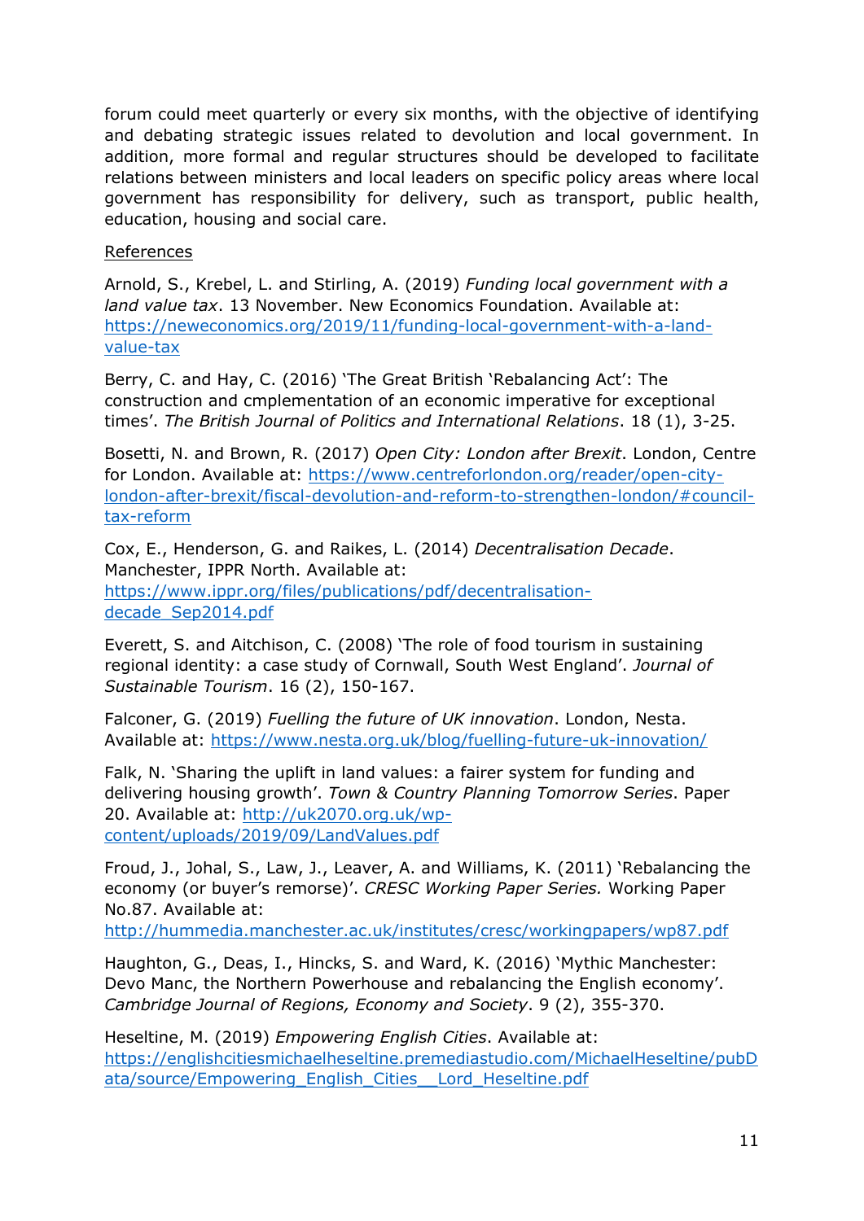forum could meet quarterly or every six months, with the objective of identifying and debating strategic issues related to devolution and local government. In addition, more formal and regular structures should be developed to facilitate relations between ministers and local leaders on specific policy areas where local government has responsibility for delivery, such as transport, public health, education, housing and social care.

References

Arnold, S., Krebel, L. and Stirling, A. (2019) *Funding local government with a land value tax*. 13 November. New Economics Foundation. Available at: https://neweconomics.org/2019/11/funding-local-government-with-a-land-value-tax

Berry, C. and Hay, C. (2016) 'The Great British 'Rebalancing Act': The construction and cmplementation of an economic imperative for exceptional times'. *The British Journal of Politics and International Relations*. 18 (1), 3-25.

Bosetti, N. and Brown, R. (2017) *Open City: London after Brexit*. London, Centre for London. Available at: https://www.centreforlondon.org/reader/open-city-london-after-brexit/fiscal-devolution-and-reform-to-strengthen-london/#council-tax-reform

Cox, E., Henderson, G. and Raikes, L. (2014) *Decentralisation Decade*. Manchester, IPPR North. Available at: https://www.ippr.org/files/publications/pdf/decentralisation-decade_Sep2014.pdf

Everett, S. and Aitchison, C. (2008) 'The role of food tourism in sustaining regional identity: a case study of Cornwall, South West England'. *Journal of Sustainable Tourism*. 16 (2), 150-167.

Falconer, G. (2019) *Fuelling the future of UK innovation*. London, Nesta. Available at: https://www.nesta.org.uk/blog/fuelling-future-uk-innovation/

Falk, N. 'Sharing the uplift in land values: a fairer system for funding and delivering housing growth'. *Town & Country Planning Tomorrow Series*. Paper 20. Available at: http://uk2070.org.uk/wp-content/uploads/2019/09/LandValues.pdf

Froud, J., Johal, S., Law, J., Leaver, A. and Williams, K. (2011) 'Rebalancing the economy (or buyer's remorse)'. *CRESC Working Paper Series.* Working Paper No.87. Available at: http://hummedia.manchester.ac.uk/institutes/cresc/workingpapers/wp87.pdf

Haughton, G., Deas, I., Hincks, S. and Ward, K. (2016) 'Mythic Manchester: Devo Manc, the Northern Powerhouse and rebalancing the English economy'. *Cambridge Journal of Regions, Economy and Society*. 9 (2), 355-370.

Heseltine, M. (2019) *Empowering English Cities*. Available at: https://englishcitiesmichaelheseltine.premediastudio.com/MichaelHeseltine/pubData/source/Empowering_English_Cities__Lord_Heseltine.pdf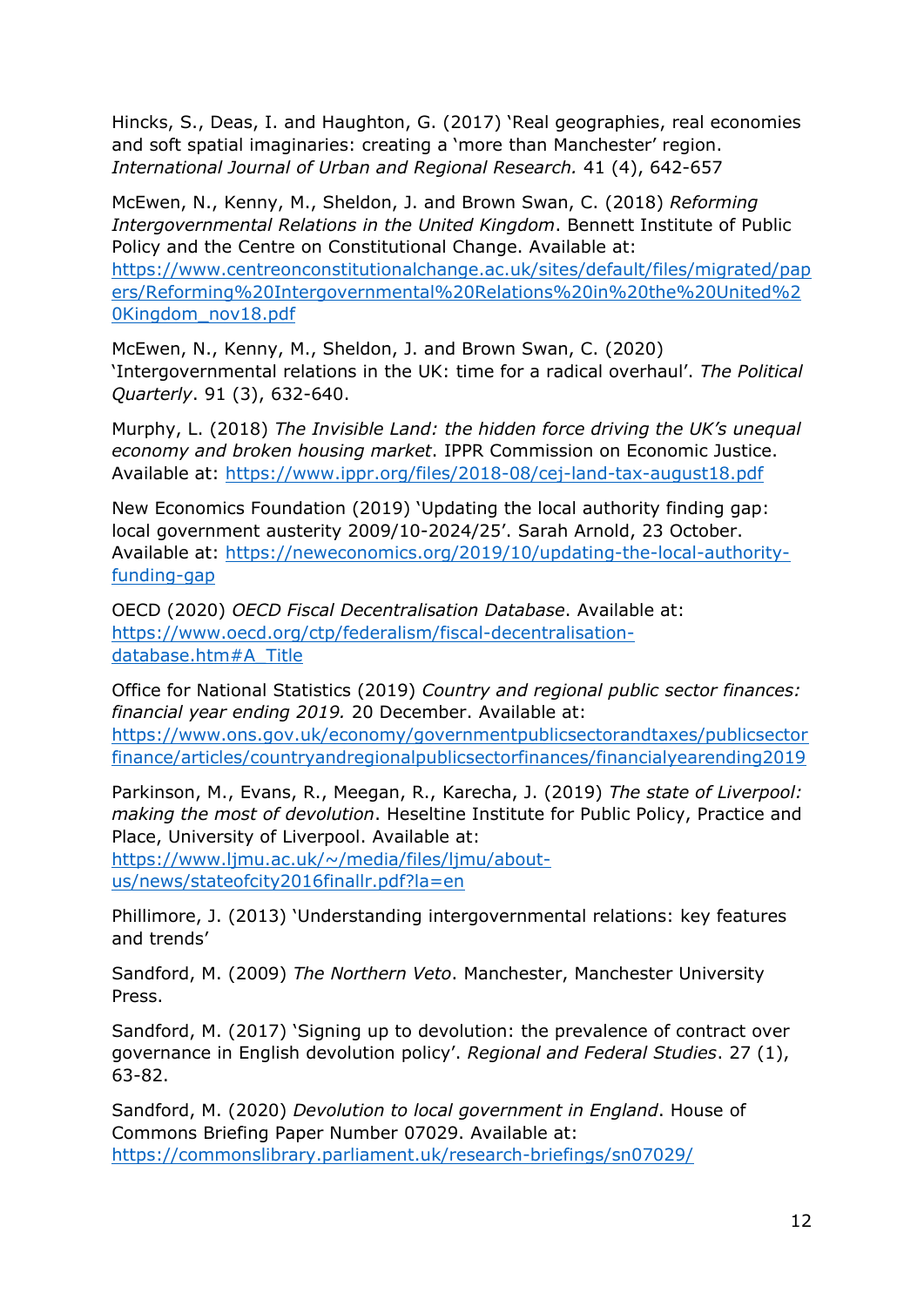Hincks, S., Deas, I. and Haughton, G. (2017) 'Real geographies, real economies and soft spatial imaginaries: creating a 'more than Manchester' region. *International Journal of Urban and Regional Research.* 41 (4), 642-657

McEwen, N., Kenny, M., Sheldon, J. and Brown Swan, C. (2018) *Reforming Intergovernmental Relations in the United Kingdom*. Bennett Institute of Public Policy and the Centre on Constitutional Change. Available at: https://www.centreonconstitutionalchange.ac.uk/sites/default/files/migrated/papers/Reforming%20Intergovernmental%20Relations%20in%20the%20United%20Kingdom_nov18.pdf

McEwen, N., Kenny, M., Sheldon, J. and Brown Swan, C. (2020) 'Intergovernmental relations in the UK: time for a radical overhaul'. *The Political Quarterly*. 91 (3), 632-640.

Murphy, L. (2018) *The Invisible Land: the hidden force driving the UK's unequal economy and broken housing market*. IPPR Commission on Economic Justice. Available at: https://www.ippr.org/files/2018-08/cej-land-tax-august18.pdf

New Economics Foundation (2019) 'Updating the local authority finding gap: local government austerity 2009/10-2024/25'. Sarah Arnold, 23 October. Available at: https://neweconomics.org/2019/10/updating-the-local-authority-funding-gap

OECD (2020) *OECD Fiscal Decentralisation Database*. Available at: https://www.oecd.org/ctp/federalism/fiscal-decentralisation-database.htm#A_Title

Office for National Statistics (2019) *Country and regional public sector finances: financial year ending 2019.* 20 December. Available at: https://www.ons.gov.uk/economy/governmentpublicsectorandtaxes/publicsectorfinance/articles/countryandregionalpublicsectorfinances/financialyearending2019

Parkinson, M., Evans, R., Meegan, R., Karecha, J. (2019) *The state of Liverpool: making the most of devolution*. Heseltine Institute for Public Policy, Practice and Place, University of Liverpool. Available at: https://www.ljmu.ac.uk/~/media/files/ljmu/about-us/news/stateofcity2016finallr.pdf?la=en

Phillimore, J. (2013) 'Understanding intergovernmental relations: key features and trends'

Sandford, M. (2009) *The Northern Veto*. Manchester, Manchester University Press.

Sandford, M. (2017) 'Signing up to devolution: the prevalence of contract over governance in English devolution policy'. *Regional and Federal Studies*. 27 (1), 63-82.

Sandford, M. (2020) *Devolution to local government in England*. House of Commons Briefing Paper Number 07029. Available at: https://commonslibrary.parliament.uk/research-briefings/sn07029/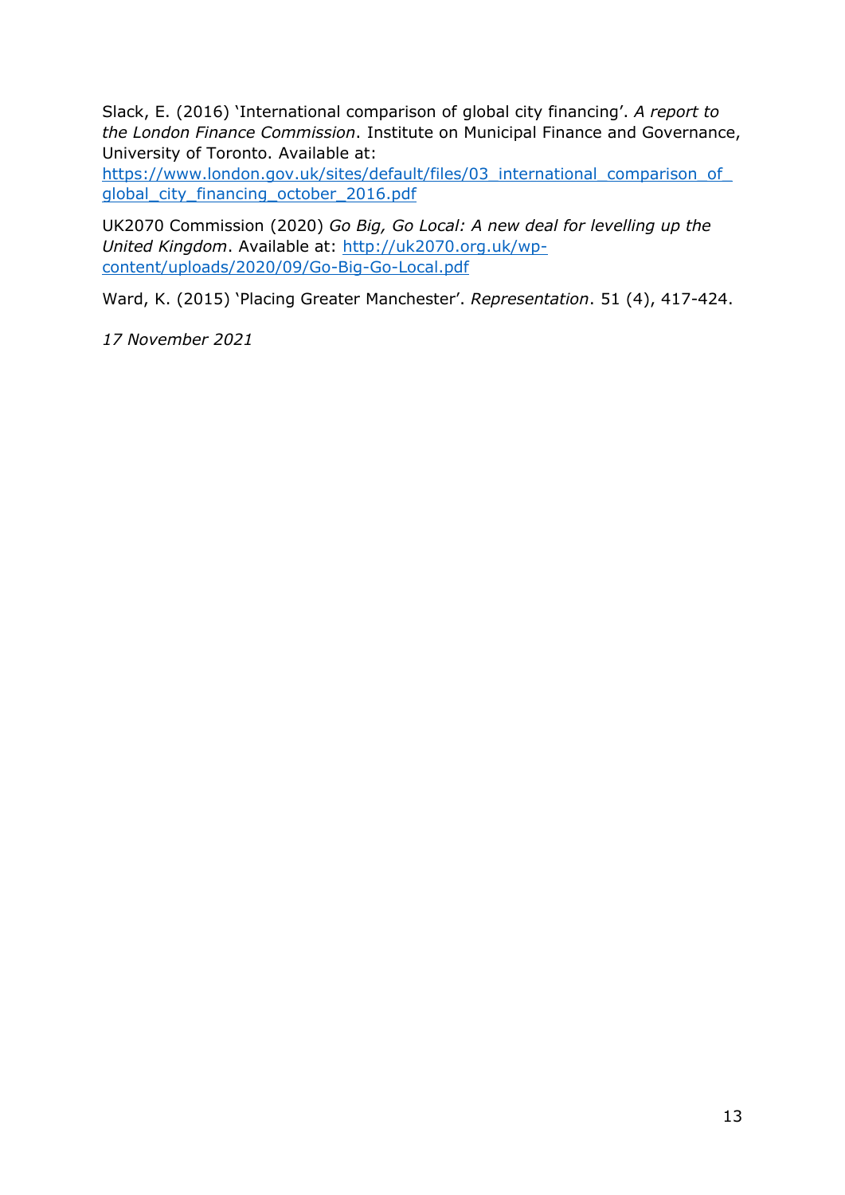Slack, E. (2016) 'International comparison of global city financing'. *A report to the London Finance Commission*. Institute on Municipal Finance and Governance, University of Toronto. Available at: https://www.london.gov.uk/sites/default/files/03_international_comparison_of_global_city_financing_october_2016.pdf

UK2070 Commission (2020) *Go Big, Go Local: A new deal for levelling up the United Kingdom*. Available at: http://uk2070.org.uk/wp-content/uploads/2020/09/Go-Big-Go-Local.pdf

Ward, K. (2015) 'Placing Greater Manchester'. *Representation*. 51 (4), 417-424.

*17 November 2021*